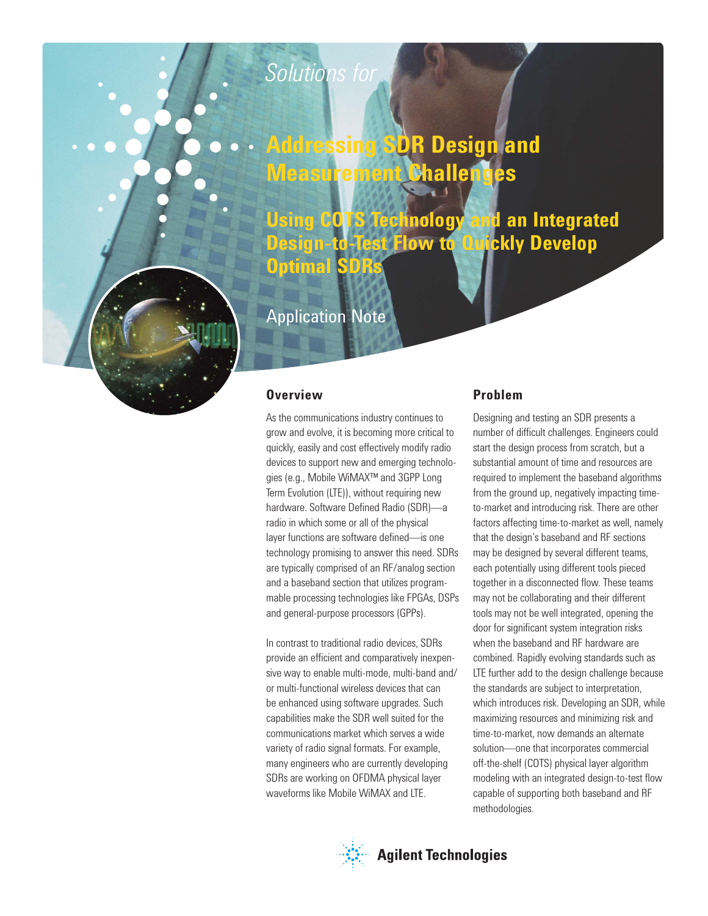*Solutions for*

# Addressing SDR Design and Measurement Challenges

## Using COTS Technology and an Integrated Design-to-Test Flow to Quickly Develop Optimal SDRs

Application Note

### Overview

As the communications industry continues to grow and evolve, it is becoming more critical to quickly, easily and cost effectively modify radio devices to support new and emerging technologies (e.g., Mobile WiMAX™ and 3GPP Long Term Evolution (LTE)), without requiring new hardware. Software Defined Radio (SDR)—a radio in which some or all of the physical layer functions are software defined—is one technology promising to answer this need. SDRs are typically comprised of an RF/analog section and a baseband section that utilizes programmable processing technologies like FPGAs, DSPs and general-purpose processors (GPPs).

In contrast to traditional radio devices, SDRs provide an efficient and comparatively inexpensive way to enable multi-mode, multi-band and/or multi-functional wireless devices that can be enhanced using software upgrades. Such capabilities make the SDR well suited for the communications market which serves a wide variety of radio signal formats. For example, many engineers who are currently developing SDRs are working on OFDMA physical layer waveforms like Mobile WiMAX and LTE.

### Problem

Designing and testing an SDR presents a number of difficult challenges. Engineers could start the design process from scratch, but a substantial amount of time and resources are required to implement the baseband algorithms from the ground up, negatively impacting time-to-market and introducing risk. There are other factors affecting time-to-market as well, namely that the design's baseband and RF sections may be designed by several different teams, each potentially using different tools pieced together in a disconnected flow. These teams may not be collaborating and their different tools may not be well integrated, opening the door for significant system integration risks when the baseband and RF hardware are combined. Rapidly evolving standards such as LTE further add to the design challenge because the standards are subject to interpretation, which introduces risk. Developing an SDR, while maximizing resources and minimizing risk and time-to-market, now demands an alternate solution—one that incorporates commercial off-the-shelf (COTS) physical layer algorithm modeling with an integrated design-to-test flow capable of supporting both baseband and RF methodologies.

Agilent Technologies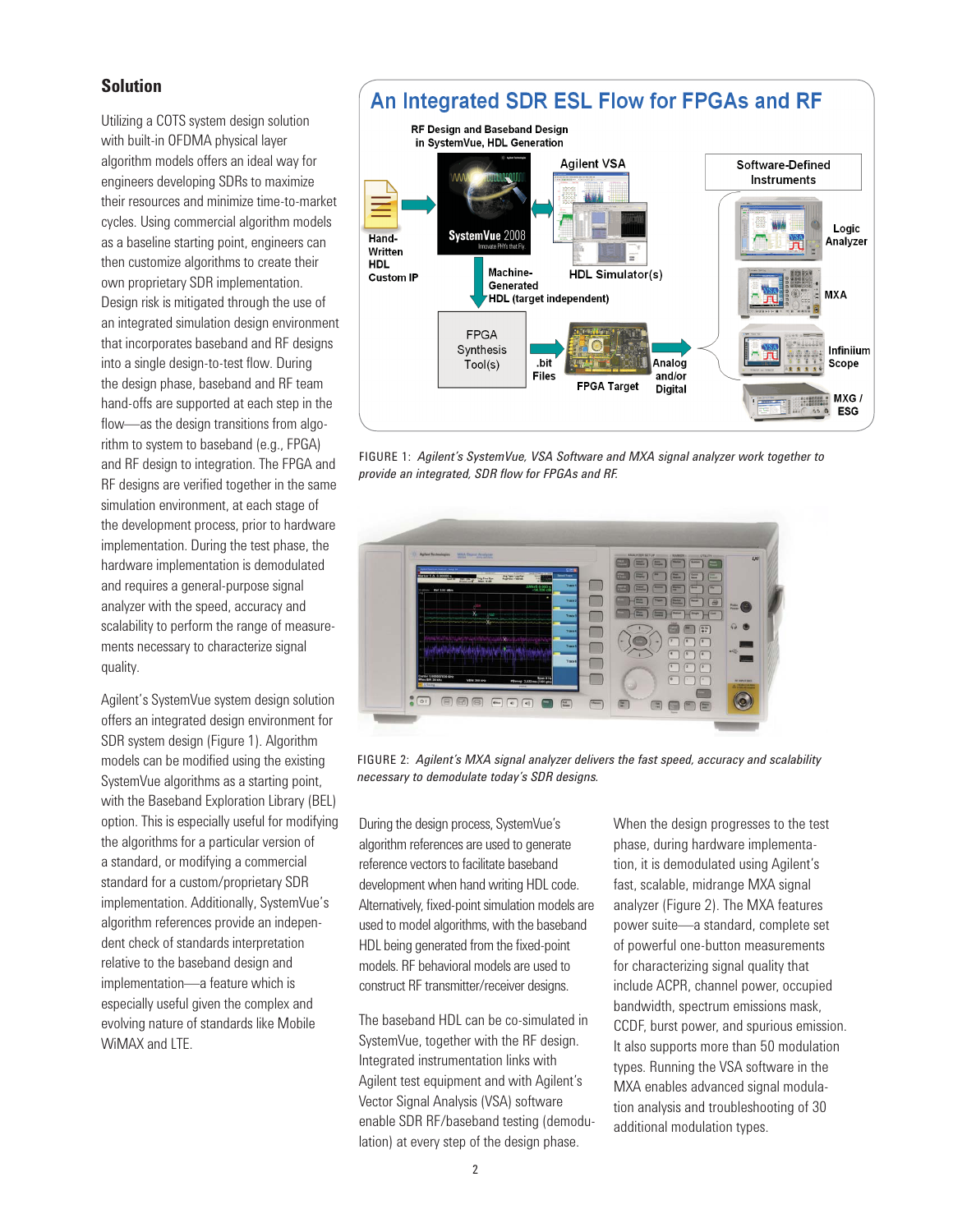## Solution

Utilizing a COTS system design solution with built-in OFDMA physical layer algorithm models offers an ideal way for engineers developing SDRs to maximize their resources and minimize time-to-market cycles. Using commercial algorithm models as a baseline starting point, engineers can then customize algorithms to create their own proprietary SDR implementation. Design risk is mitigated through the use of an integrated simulation design environment that incorporates baseband and RF designs into a single design-to-test flow. During the design phase, baseband and RF team hand-offs are supported at each step in the flow—as the design transitions from algorithm to system to baseband (e.g., FPGA) and RF design to integration. The FPGA and RF designs are verified together in the same simulation environment, at each stage of the development process, prior to hardware implementation. During the test phase, the hardware implementation is demodulated and requires a general-purpose signal analyzer with the speed, accuracy and scalability to perform the range of measurements necessary to characterize signal quality.

Agilent's SystemVue system design solution offers an integrated design environment for SDR system design (Figure 1). Algorithm models can be modified using the existing SystemVue algorithms as a starting point, with the Baseband Exploration Library (BEL) option. This is especially useful for modifying the algorithms for a particular version of a standard, or modifying a commercial standard for a custom/proprietary SDR implementation. Additionally, SystemVue's algorithm references provide an independent check of standards interpretation relative to the baseband design and implementation—a feature which is especially useful given the complex and evolving nature of standards like Mobile WiMAX and LTE.

**An Integrated SDR ESL Flow for FPGAs and RF**

RF Design and Baseband Design in SystemVue, HDL Generation

Hand-Written HDL Custom IP · SystemVue 2008 · Agilent VSA · Software-Defined Instruments · Logic Analyzer · MXA · Infiniium Scope · MXG / ESG · Machine-Generated HDL (target independent) · HDL Simulator(s) · FPGA Synthesis Tool(s) · .bit Files · FPGA Target · Analog and/or Digital

FIGURE 1: *Agilent's SystemVue, VSA Software and MXA signal analyzer work together to provide an integrated, SDR flow for FPGAs and RF.*

FIGURE 2: *Agilent's MXA signal analyzer delivers the fast speed, accuracy and scalability necessary to demodulate today's SDR designs.*

During the design process, SystemVue's algorithm references are used to generate reference vectors to facilitate baseband development when hand writing HDL code. Alternatively, fixed-point simulation models are used to model algorithms, with the baseband HDL being generated from the fixed-point models. RF behavioral models are used to construct RF transmitter/receiver designs.

The baseband HDL can be co-simulated in SystemVue, together with the RF design. Integrated instrumentation links with Agilent test equipment and with Agilent's Vector Signal Analysis (VSA) software enable SDR RF/baseband testing (demodulation) at every step of the design phase.

When the design progresses to the test phase, during hardware implementation, it is demodulated using Agilent's fast, scalable, midrange MXA signal analyzer (Figure 2). The MXA features power suite—a standard, complete set of powerful one-button measurements for characterizing signal quality that include ACPR, channel power, occupied bandwidth, spectrum emissions mask, CCDF, burst power, and spurious emission. It also supports more than 50 modulation types. Running the VSA software in the MXA enables advanced signal modulation analysis and troubleshooting of 30 additional modulation types.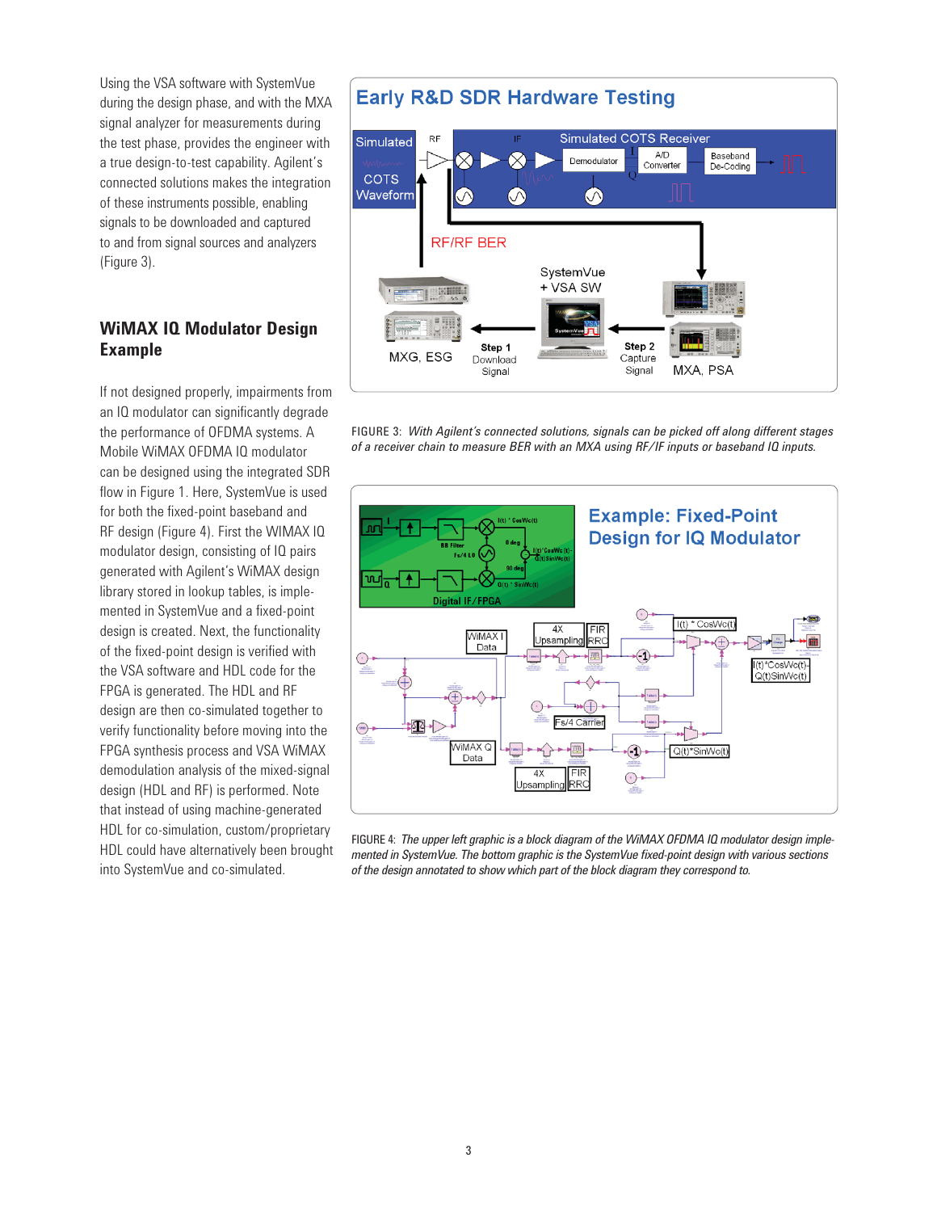Using the VSA software with SystemVue during the design phase, and with the MXA signal analyzer for measurements during the test phase, provides the engineer with a true design-to-test capability. Agilent's connected solutions makes the integration of these instruments possible, enabling signals to be downloaded and captured to and from signal sources and analyzers (Figure 3).

## WiMAX IQ Modulator Design Example

If not designed properly, impairments from an IQ modulator can significantly degrade the performance of OFDMA systems. A Mobile WiMAX OFDMA IQ modulator can be designed using the integrated SDR flow in Figure 1. Here, SystemVue is used for both the fixed-point baseband and RF design (Figure 4). First the WIMAX IQ modulator design, consisting of IQ pairs generated with Agilent's WiMAX design library stored in lookup tables, is implemented in SystemVue and a fixed-point design is created. Next, the functionality of the fixed-point design is verified with the VSA software and HDL code for the FPGA is generated. The HDL and RF design are then co-simulated together to verify functionality before moving into the FPGA synthesis process and VSA WiMAX demodulation analysis of the mixed-signal design (HDL and RF) is performed. Note that instead of using machine-generated HDL for co-simulation, custom/proprietary HDL could have alternatively been brought into SystemVue and co-simulated.

FIGURE 3: *With Agilent's connected solutions, signals can be picked off along different stages of a receiver chain to measure BER with an MXA using RF/IF inputs or baseband IQ inputs.*

FIGURE 4: *The upper left graphic is a block diagram of the WiMAX OFDMA IQ modulator design implemented in SystemVue. The bottom graphic is the SystemVue fixed-point design with various sections of the design annotated to show which part of the block diagram they correspond to.*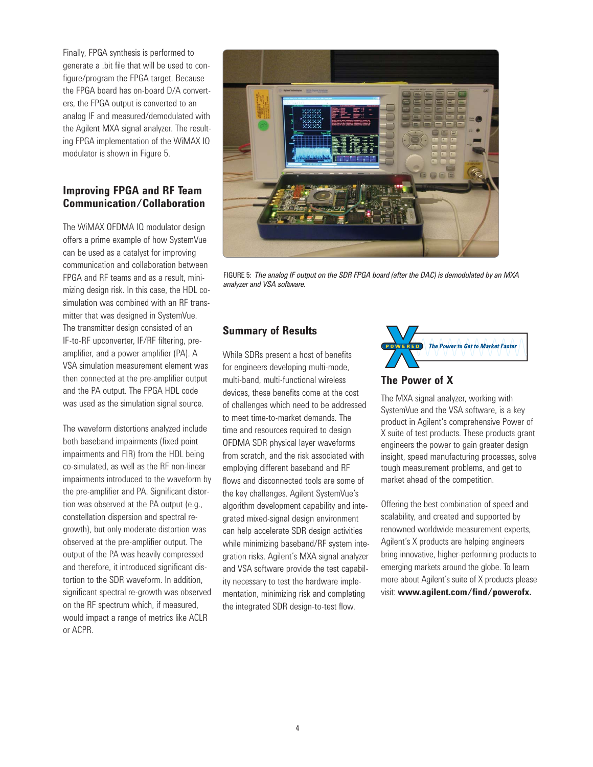Finally, FPGA synthesis is performed to generate a .bit file that will be used to configure/program the FPGA target. Because the FPGA board has on-board D/A converters, the FPGA output is converted to an analog IF and measured/demodulated with the Agilent MXA signal analyzer. The resulting FPGA implementation of the WiMAX IQ modulator is shown in Figure 5.

## Improving FPGA and RF Team Communication/Collaboration

The WiMAX OFDMA IQ modulator design offers a prime example of how SystemVue can be used as a catalyst for improving communication and collaboration between FPGA and RF teams and as a result, minimizing design risk. In this case, the HDL co-simulation was combined with an RF transmitter that was designed in SystemVue. The transmitter design consisted of an IF-to-RF upconverter, IF/RF filtering, pre-amplifier, and a power amplifier (PA). A VSA simulation measurement element was then connected at the pre-amplifier output and the PA output. The FPGA HDL code was used as the simulation signal source.

The waveform distortions analyzed include both baseband impairments (fixed point impairments and FIR) from the HDL being co-simulated, as well as the RF non-linear impairments introduced to the waveform by the pre-amplifier and PA. Significant distortion was observed at the PA output (e.g., constellation dispersion and spectral re-growth), but only moderate distortion was observed at the pre-amplifier output. The output of the PA was heavily compressed and therefore, it introduced significant distortion to the SDR waveform. In addition, significant spectral re-growth was observed on the RF spectrum which, if measured, would impact a range of metrics like ACLR or ACPR.

FIGURE 5: *The analog IF output on the SDR FPGA board (after the DAC) is demodulated by an MXA analyzer and VSA software.*

## Summary of Results

While SDRs present a host of benefits for engineers developing multi-mode, multi-band, multi-functional wireless devices, these benefits come at the cost of challenges which need to be addressed to meet time-to-market demands. The time and resources required to design OFDMA SDR physical layer waveforms from scratch, and the risk associated with employing different baseband and RF flows and disconnected tools are some of the key challenges. Agilent SystemVue's algorithm development capability and integrated mixed-signal design environment can help accelerate SDR design activities while minimizing baseband/RF system integration risks. Agilent's MXA signal analyzer and VSA software provide the test capability necessary to test the hardware implementation, minimizing risk and completing the integrated SDR design-to-test flow.

POWERED X — *The Power to Get to Market Faster*

## The Power of X

The MXA signal analyzer, working with SystemVue and the VSA software, is a key product in Agilent's comprehensive Power of X suite of test products. These products grant engineers the power to gain greater design insight, speed manufacturing processes, solve tough measurement problems, and get to market ahead of the competition.

Offering the best combination of speed and scalability, and created and supported by renowned worldwide measurement experts, Agilent's X products are helping engineers bring innovative, higher-performing products to emerging markets around the globe. To learn more about Agilent's suite of X products please visit: **www.agilent.com/find/powerofx.**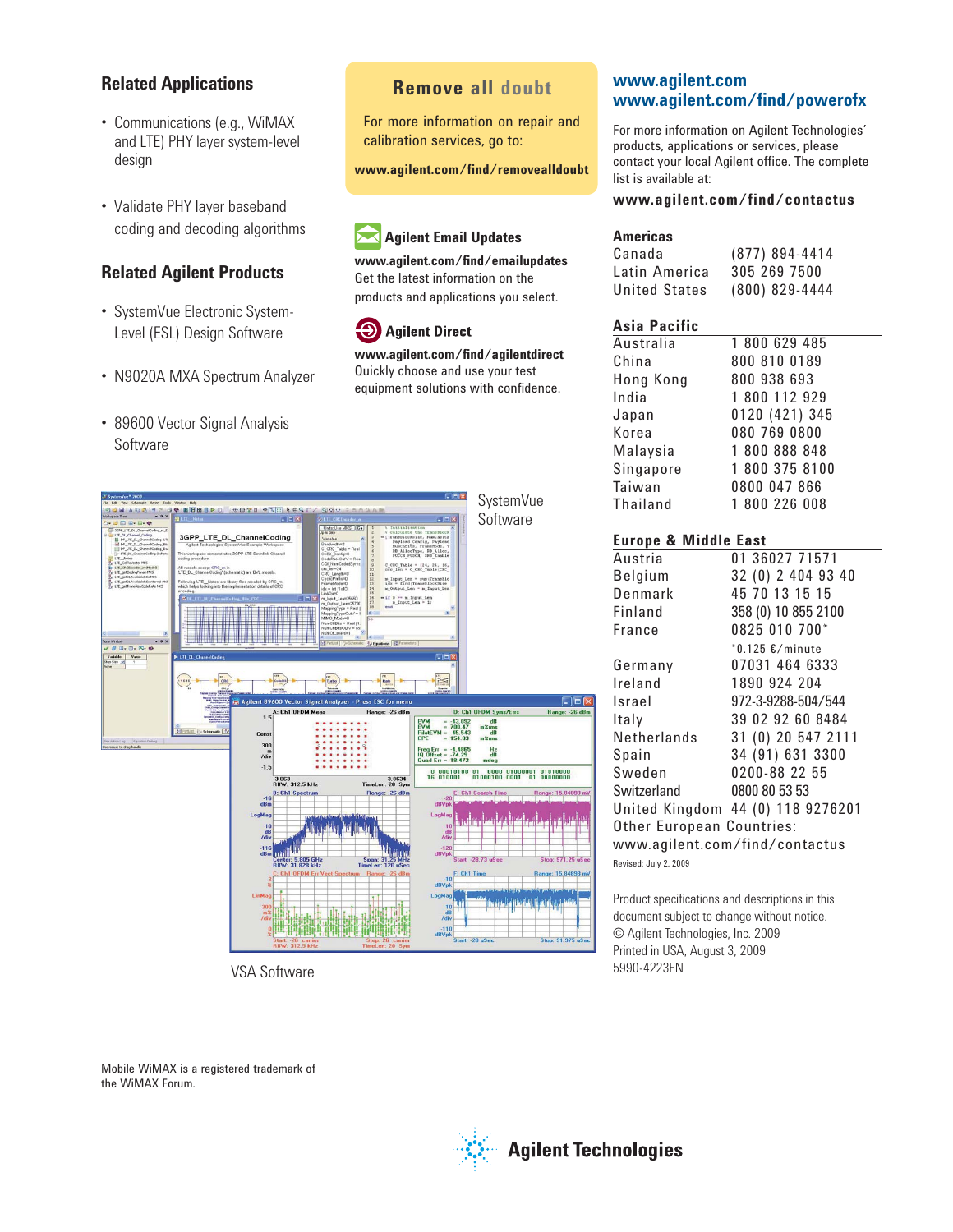## Related Applications

- Communications (e.g., WiMAX and LTE) PHY layer system-level design
- Validate PHY layer baseband coding and decoding algorithms

## Related Agilent Products

- SystemVue Electronic System-Level (ESL) Design Software
- N9020A MXA Spectrum Analyzer
- 89600 Vector Signal Analysis Software

SystemVue Software

VSA Software

Mobile WiMAX is a registered trademark of the WiMAX Forum.

### Remove all doubt

For more information on repair and calibration services, go to:

**www.agilent.com/find/removealldoubt**

### Agilent Email Updates

**www.agilent.com/find/emailupdates**
Get the latest information on the products and applications you select.

### Agilent Direct

**www.agilent.com/find/agilentdirect**
Quickly choose and use your test equipment solutions with confidence.

**www.agilent.com**
**www.agilent.com/find/powerofx**

For more information on Agilent Technologies' products, applications or services, please contact your local Agilent office. The complete list is available at:

**www.agilent.com/find/contactus**

**Americas**

| | |
|---|---|
| Canada | (877) 894-4414 |
| Latin America | 305 269 7500 |
| United States | (800) 829-4444 |

**Asia Pacific**

| | |
|---|---|
| Australia | 1 800 629 485 |
| China | 800 810 0189 |
| Hong Kong | 800 938 693 |
| India | 1 800 112 929 |
| Japan | 0120 (421) 345 |
| Korea | 080 769 0800 |
| Malaysia | 1 800 888 848 |
| Singapore | 1 800 375 8100 |
| Taiwan | 0800 047 866 |
| Thailand | 1 800 226 008 |

**Europe & Middle East**

| | |
|---|---|
| Austria | 01 36027 71571 |
| Belgium | 32 (0) 2 404 93 40 |
| Denmark | 45 70 13 15 15 |
| Finland | 358 (0) 10 855 2100 |
| France | 0825 010 700* |
| | *0.125 €/minute |
| Germany | 07031 464 6333 |
| Ireland | 1890 924 204 |
| Israel | 972-3-9288-504/544 |
| Italy | 39 02 92 60 8484 |
| Netherlands | 31 (0) 20 547 2111 |
| Spain | 34 (91) 631 3300 |
| Sweden | 0200-88 22 55 |
| Switzerland | 0800 80 53 53 |
| United Kingdom | 44 (0) 118 9276201 |

Other European Countries:
www.agilent.com/find/contactus

Revised: July 2, 2009

Product specifications and descriptions in this document subject to change without notice.

© Agilent Technologies, Inc. 2009
Printed in USA, August 3, 2009
5990-4223EN

Agilent Technologies